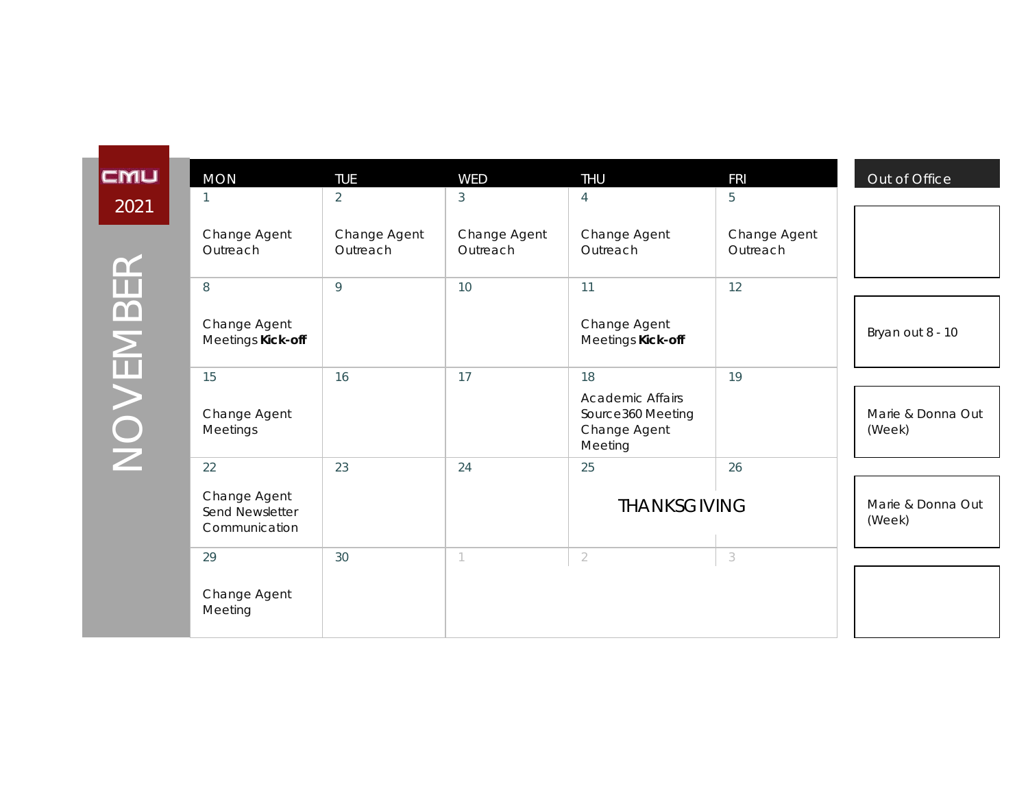CMU 2021

# NOVEMBER

| MON | TUE | WED | THU | FRI |
|---|---|---|---|---|
| 1<br><br>Change Agent Outreach | 2<br><br>Change Agent Outreach | 3<br><br>Change Agent Outreach | 4<br><br>Change Agent Outreach | 5<br><br>Change Agent Outreach |
| 8<br><br>Change Agent Meetings **Kick-off** | 9 | 10 | 11<br><br>Change Agent Meetings **Kick-off** | 12 |
| 15<br><br>Change Agent Meetings | 16 | 17 | 18<br><br>Academic Affairs Source360 Meeting Change Agent Meeting | 19 |
| 22<br><br>Change Agent Send Newsletter Communication | 23 | 24 | 25<br><br>THANKSGIVING | 26 |
| 29<br><br>Change Agent Meeting | 30 | 1 | 2 | 3 |

## Out of Office

| Out of Office |
|---|
| |
| Bryan out 8 - 10 |
| Marie & Donna Out (Week) |
| Marie & Donna Out (Week) |
| |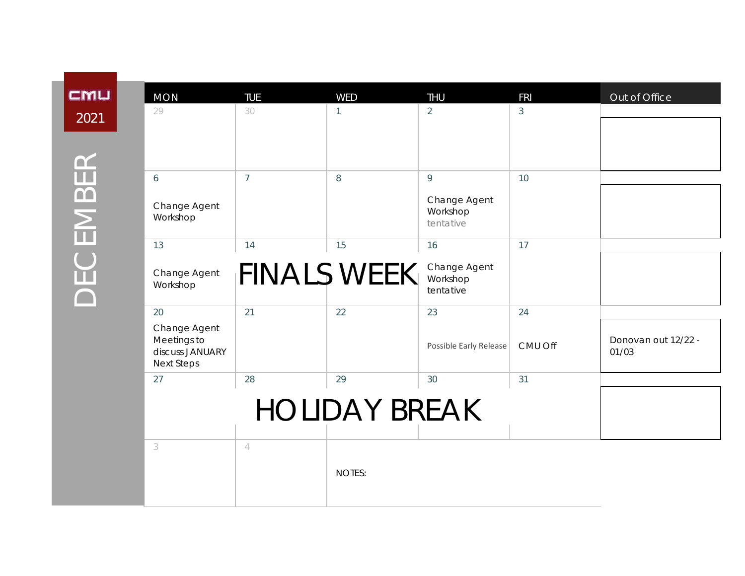# DECEMBER

CMU 2021

| MON | TUE | WED | THU | FRI | Out of Office |
|---|---|---|---|---|---|
| 29 | 30 | 1 | 2 | 3 | |
| 6<br>Change Agent Workshop | 7 | 8 | 9<br>Change Agent Workshop tentative | 10 | |
| 13<br>Change Agent Workshop | 14<br>FINALS WEEK | 15 | 16<br>Change Agent Workshop tentative | 17 | |
| 20<br>Change Agent Meetings to discuss JANUARY Next Steps | 21 | 22 | 23<br>Possible Early Release | 24<br>CMU Off | Donovan out 12/22 - 01/03 |
| 27<br>HOLIDAY BREAK | 28 | 29 | 30 | 31 | |
| 3 | 4 | NOTES: | | | |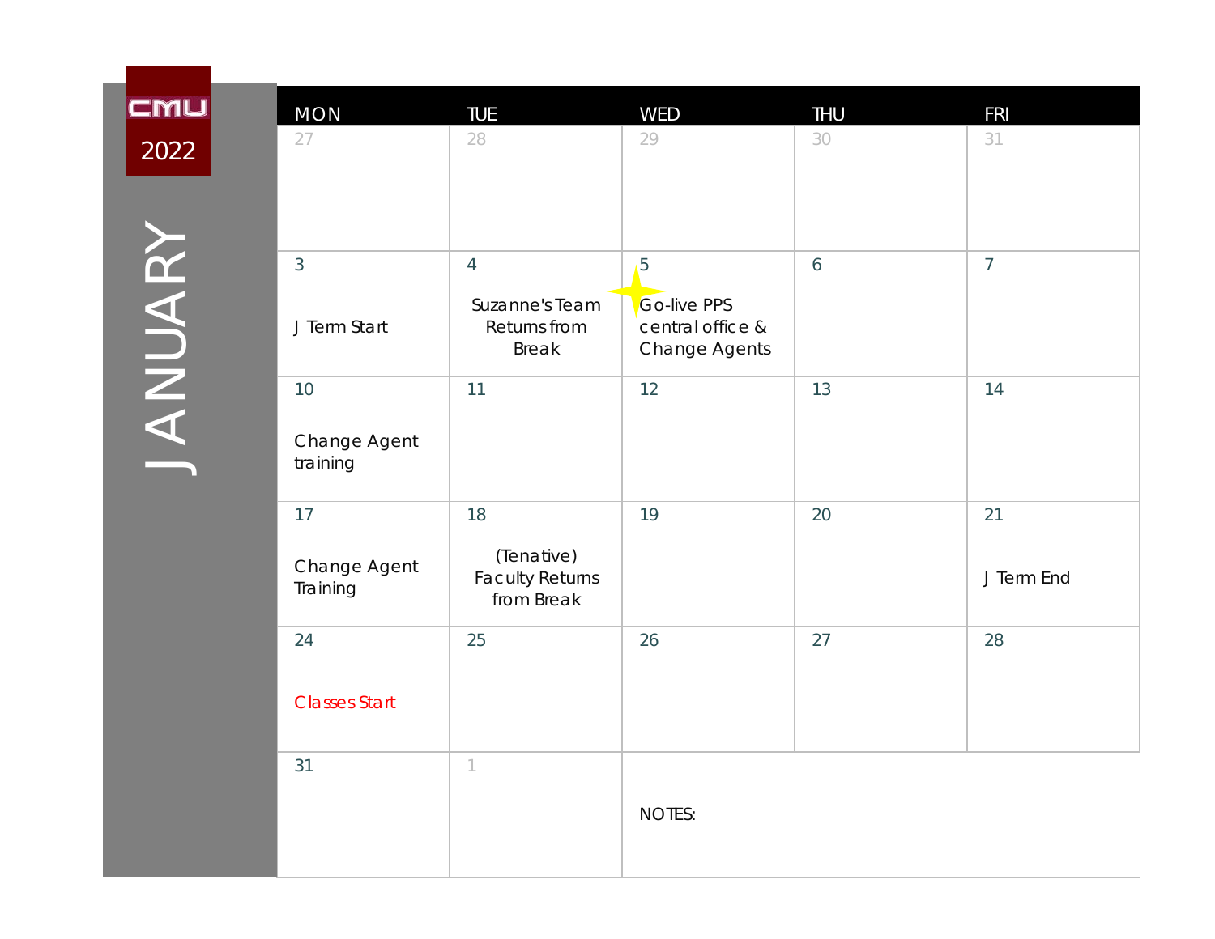# CMU 2022

## JANUARY

| MON | TUE | WED | THU | FRI |
|---|---|---|---|---|
| 27 | 28 | 29 | 30 | 31 |
| 3<br><br>J Term Start | 4<br><br>Suzanne's Team Returns from Break | 5<br><br>Go-live PPS central office & Change Agents | 6 | 7 |
| 10<br><br>Change Agent training | 11 | 12 | 13 | 14 |
| 17<br><br>Change Agent Training | 18<br><br>(Tenative) Faculty Returns from Break | 19 | 20 | 21<br><br>J Term End |
| 24<br><br>Classes Start | 25 | 26 | 27 | 28 |
| 31 | 1 | NOTES: | | |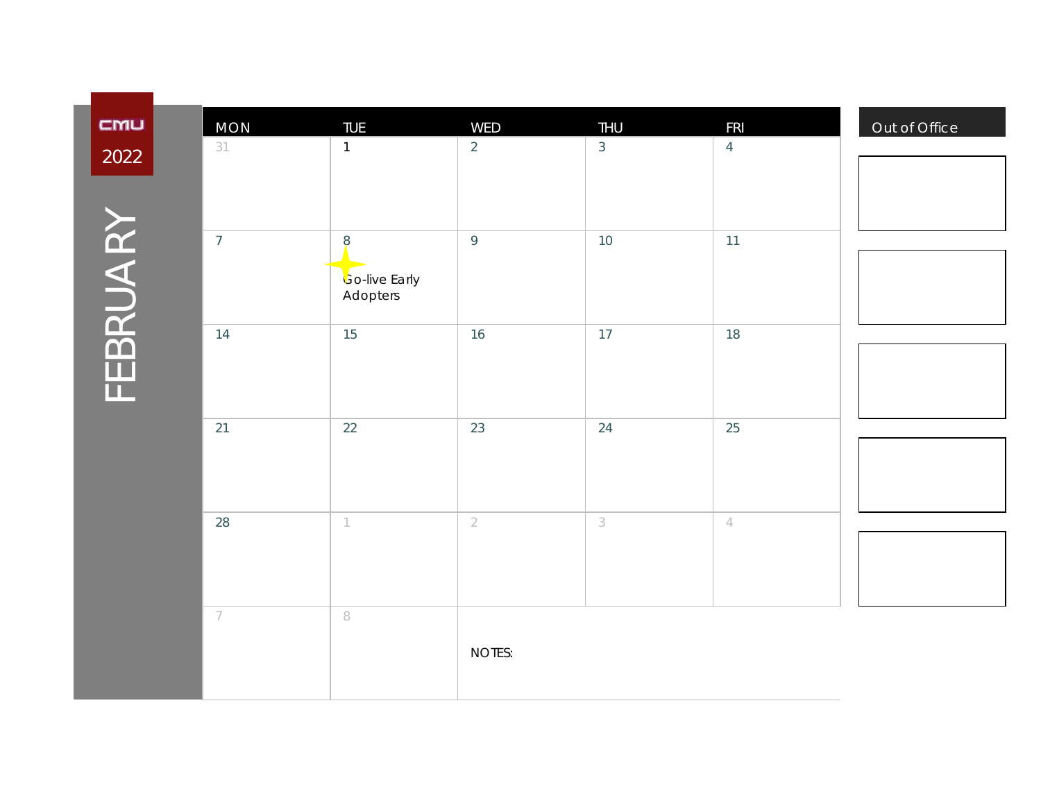CMU 2022

# FEBRUARY

| MON | TUE | WED | THU | FRI |
|---|---|---|---|---|
| 31 | 1 | 2 | 3 | 4 |
| 7 | 8 Go-live Early Adopters | 9 | 10 | 11 |
| 14 | 15 | 16 | 17 | 18 |
| 21 | 22 | 23 | 24 | 25 |
| 28 | 1 | 2 | 3 | 4 |
| 7 | 8 | NOTES: | | |

| Out of Office |
|---|
| |
| |
| |
| |
| |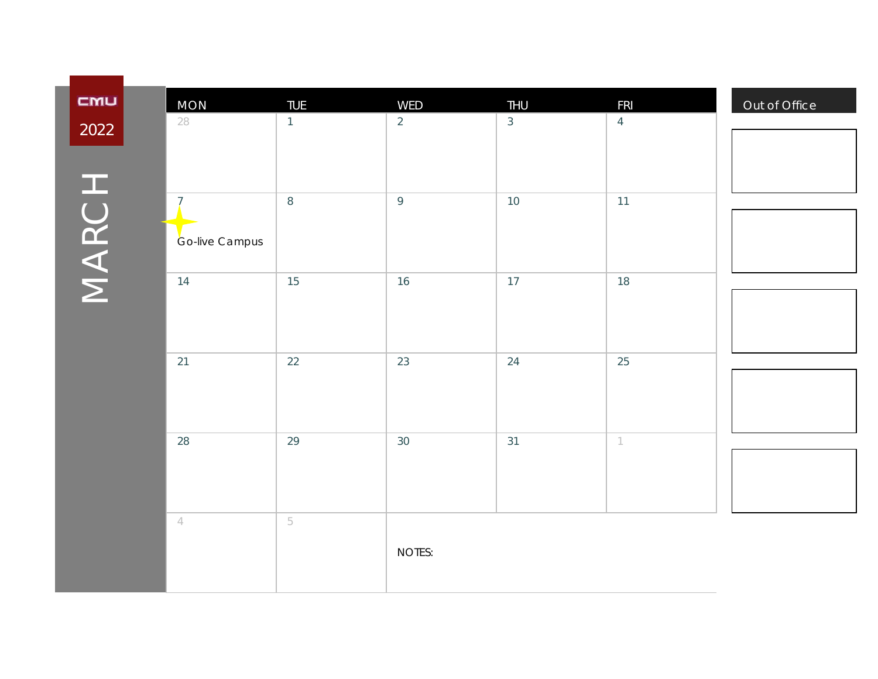CMU

2022

# MARCH

| MON | TUE | WED | THU | FRI |
|---|---|---|---|---|
| 28 | 1 | 2 | 3 | 4 |
| 7 Go-live Campus | 8 | 9 | 10 | 11 |
| 14 | 15 | 16 | 17 | 18 |
| 21 | 22 | 23 | 24 | 25 |
| 28 | 29 | 30 | 31 | 1 |
| 4 | 5 | NOTES: | | |

Out of Office